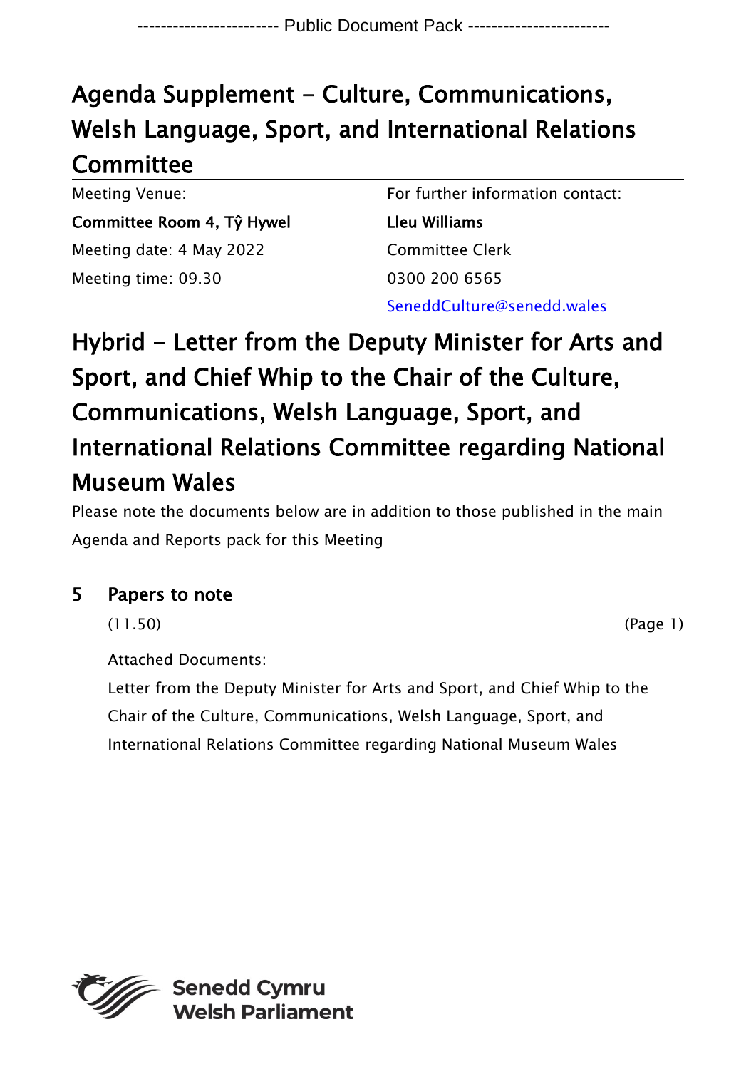------------------------ Public Document Pack ------------------------

# Agenda Supplement - Culture, Communications, Welsh Language, Sport, and International Relations Committee

Meeting Venue:
**Committee Room 4, Tŷ Hywel**
Meeting date: 4 May 2022
Meeting time: 09.30

For further information contact:
**Lleu Williams**
Committee Clerk
0300 200 6565
SeneddCulture@senedd.wales

# Hybrid - Letter from the Deputy Minister for Arts and Sport, and Chief Whip to the Chair of the Culture, Communications, Welsh Language, Sport, and International Relations Committee regarding National Museum Wales

Please note the documents below are in addition to those published in the main Agenda and Reports pack for this Meeting

## 5 Papers to note

(11.50) (Page 1)

Attached Documents:

Letter from the Deputy Minister for Arts and Sport, and Chief Whip to the Chair of the Culture, Communications, Welsh Language, Sport, and International Relations Committee regarding National Museum Wales

Senedd Cymru
Welsh Parliament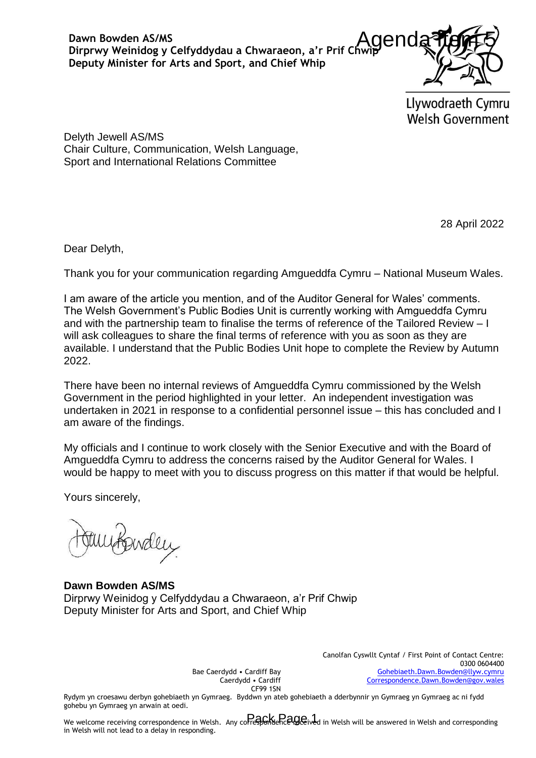**Dawn Bowden AS/MS**
**Dirprwy Weinidog y Celfyddydau a Chwaraeon, a'r Prif Chwip**
**Deputy Minister for Arts and Sport, and Chief Whip**

Agenda Item 5

Llywodraeth Cymru
Welsh Government

Delyth Jewell AS/MS
Chair Culture, Communication, Welsh Language,
Sport and International Relations Committee

28 April 2022

Dear Delyth,

Thank you for your communication regarding Amgueddfa Cymru – National Museum Wales.

I am aware of the article you mention, and of the Auditor General for Wales' comments. The Welsh Government's Public Bodies Unit is currently working with Amgueddfa Cymru and with the partnership team to finalise the terms of reference of the Tailored Review – I will ask colleagues to share the final terms of reference with you as soon as they are available. I understand that the Public Bodies Unit hope to complete the Review by Autumn 2022.

There have been no internal reviews of Amgueddfa Cymru commissioned by the Welsh Government in the period highlighted in your letter. An independent investigation was undertaken in 2021 in response to a confidential personnel issue – this has concluded and I am aware of the findings.

My officials and I continue to work closely with the Senior Executive and with the Board of Amgueddfa Cymru to address the concerns raised by the Auditor General for Wales. I would be happy to meet with you to discuss progress on this matter if that would be helpful.

Yours sincerely,

**Dawn Bowden AS/MS**
Dirprwy Weinidog y Celfyddydau a Chwaraeon, a'r Prif Chwip
Deputy Minister for Arts and Sport, and Chief Whip

Bae Caerdydd • Cardiff Bay
Caerdydd • Cardiff
CF99 1SN

Canolfan Cyswllt Cyntaf / First Point of Contact Centre:
0300 0604400
Gohebiaeth.Dawn.Bowden@llyw.cymru
Correspondence.Dawn.Bowden@gov.wales

Rydym yn croesawu derbyn gohebiaeth yn Gymraeg. Byddwn yn ateb gohebiaeth a dderbynnir yn Gymraeg yn Gymraeg ac ni fydd gohebu yn Gymraeg yn arwain at oedi.

We welcome receiving correspondence in Welsh. Any correspondence received in Welsh will be answered in Welsh and corresponding in Welsh will not lead to a delay in responding.